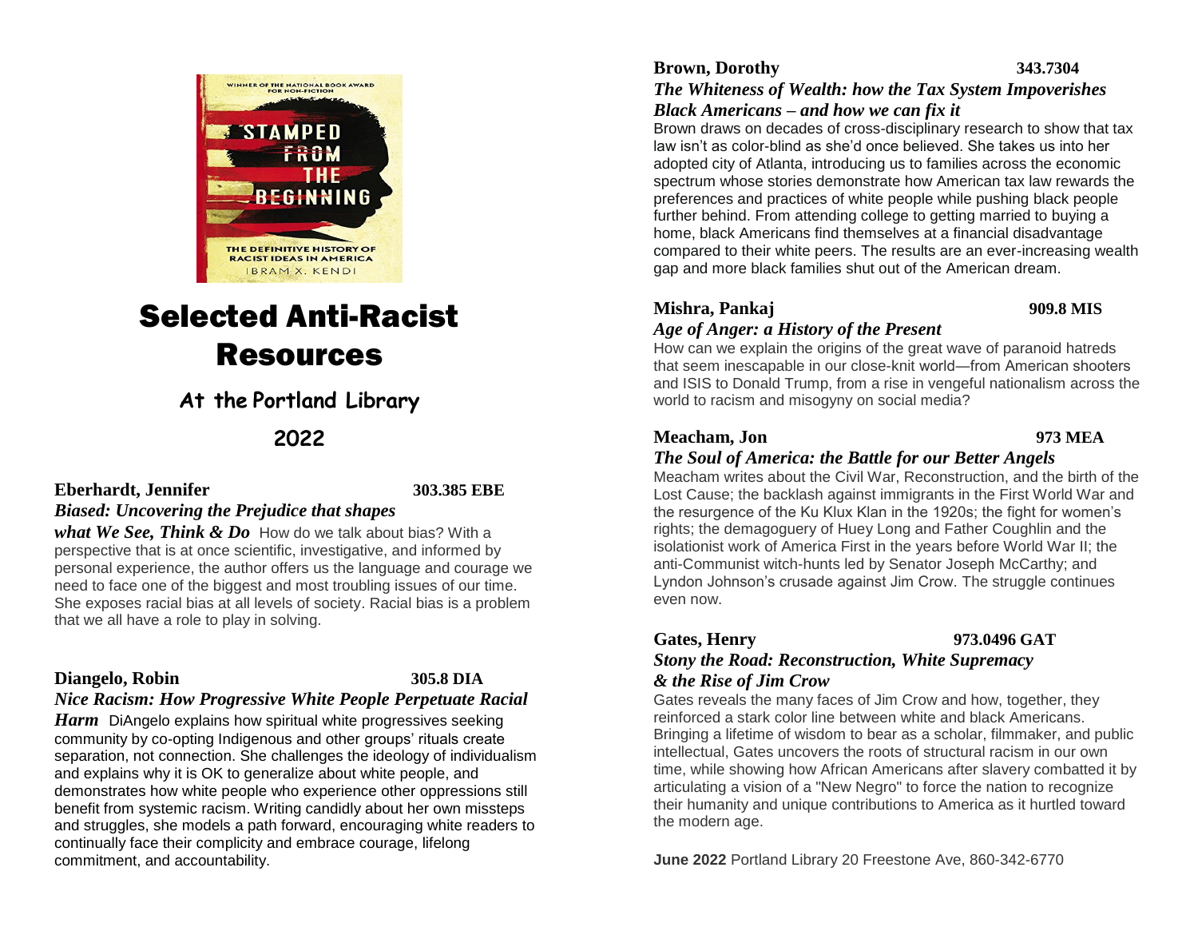# Selected Anti-Racist Resources

## At the Portland Library

## 2022

**Eberhardt, Jennifer** **303.385 EBE**

***Biased: Uncovering the Prejudice that shapes what We See, Think & Do*** How do we talk about bias? With a perspective that is at once scientific, investigative, and informed by personal experience, the author offers us the language and courage we need to face one of the biggest and most troubling issues of our time. She exposes racial bias at all levels of society. Racial bias is a problem that we all have a role to play in solving.

**Diangelo, Robin** **305.8 DIA**

***Nice Racism: How Progressive White People Perpetuate Racial Harm*** DiAngelo explains how spiritual white progressives seeking community by co-opting Indigenous and other groups' rituals create separation, not connection. She challenges the ideology of individualism and explains why it is OK to generalize about white people, and demonstrates how white people who experience other oppressions still benefit from systemic racism. Writing candidly about her own missteps and struggles, she models a path forward, encouraging white readers to continually face their complicity and embrace courage, lifelong commitment, and accountability.

**Brown, Dorothy** **343.7304**

***The Whiteness of Wealth: how the Tax System Impoverishes Black Americans – and how we can fix it***

Brown draws on decades of cross-disciplinary research to show that tax law isn't as color-blind as she'd once believed. She takes us into her adopted city of Atlanta, introducing us to families across the economic spectrum whose stories demonstrate how American tax law rewards the preferences and practices of white people while pushing black people further behind. From attending college to getting married to buying a home, black Americans find themselves at a financial disadvantage compared to their white peers. The results are an ever-increasing wealth gap and more black families shut out of the American dream.

**Mishra, Pankaj** **909.8 MIS**

***Age of Anger: a History of the Present***

How can we explain the origins of the great wave of paranoid hatreds that seem inescapable in our close-knit world—from American shooters and ISIS to Donald Trump, from a rise in vengeful nationalism across the world to racism and misogyny on social media?

**Meacham, Jon** **973 MEA**

***The Soul of America: the Battle for our Better Angels***

Meacham writes about the Civil War, Reconstruction, and the birth of the Lost Cause; the backlash against immigrants in the First World War and the resurgence of the Ku Klux Klan in the 1920s; the fight for women's rights; the demagoguery of Huey Long and Father Coughlin and the isolationist work of America First in the years before World War II; the anti-Communist witch-hunts led by Senator Joseph McCarthy; and Lyndon Johnson's crusade against Jim Crow. The struggle continues even now.

**Gates, Henry** **973.0496 GAT**

***Stony the Road: Reconstruction, White Supremacy & the Rise of Jim Crow***

Gates reveals the many faces of Jim Crow and how, together, they reinforced a stark color line between white and black Americans. Bringing a lifetime of wisdom to bear as a scholar, filmmaker, and public intellectual, Gates uncovers the roots of structural racism in our own time, while showing how African Americans after slavery combatted it by articulating a vision of a "New Negro" to force the nation to recognize their humanity and unique contributions to America as it hurtled toward the modern age.

**June 2022** Portland Library 20 Freestone Ave, 860-342-6770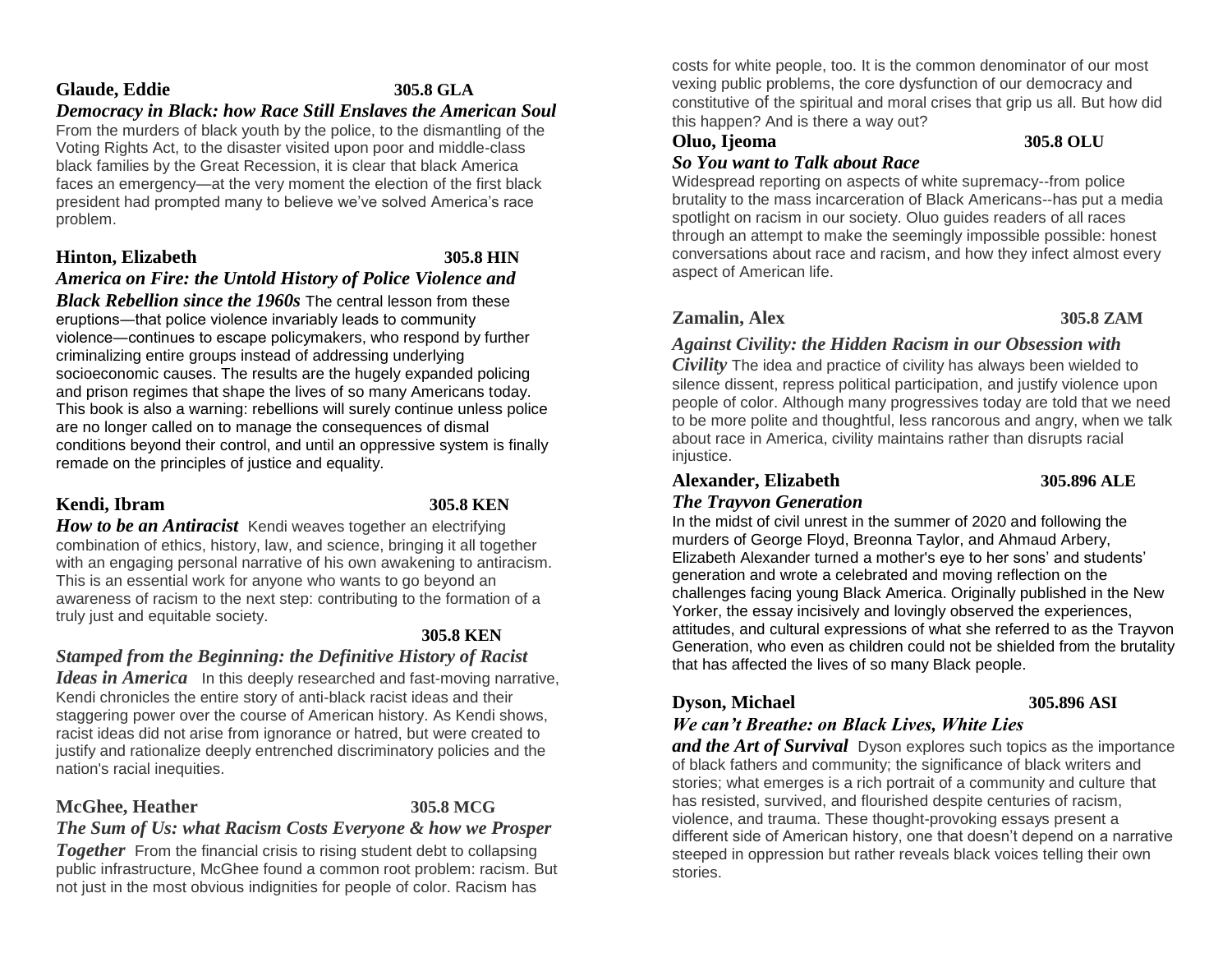**Glaude, Eddie** **305.8 GLA**

***Democracy in Black: how Race Still Enslaves the American Soul***

From the murders of black youth by the police, to the dismantling of the Voting Rights Act, to the disaster visited upon poor and middle-class black families by the Great Recession, it is clear that black America faces an emergency—at the very moment the election of the first black president had prompted many to believe we've solved America's race problem.

**Hinton, Elizabeth** **305.8 HIN**

***America on Fire: the Untold History of Police Violence and Black Rebellion since the 1960s*** The central lesson from these eruptions—that police violence invariably leads to community violence—continues to escape policymakers, who respond by further criminalizing entire groups instead of addressing underlying socioeconomic causes. The results are the hugely expanded policing and prison regimes that shape the lives of so many Americans today. This book is also a warning: rebellions will surely continue unless police are no longer called on to manage the consequences of dismal conditions beyond their control, and until an oppressive system is finally remade on the principles of justice and equality.

**Kendi, Ibram** **305.8 KEN**

***How to be an Antiracist*** Kendi weaves together an electrifying combination of ethics, history, law, and science, bringing it all together with an engaging personal narrative of his own awakening to antiracism. This is an essential work for anyone who wants to go beyond an awareness of racism to the next step: contributing to the formation of a truly just and equitable society.

**305.8 KEN**

***Stamped from the Beginning: the Definitive History of Racist Ideas in America*** In this deeply researched and fast-moving narrative, Kendi chronicles the entire story of anti-black racist ideas and their staggering power over the course of American history. As Kendi shows, racist ideas did not arise from ignorance or hatred, but were created to justify and rationalize deeply entrenched discriminatory policies and the nation's racial inequities.

**McGhee, Heather** **305.8 MCG**

***The Sum of Us: what Racism Costs Everyone & how we Prosper Together*** From the financial crisis to rising student debt to collapsing public infrastructure, McGhee found a common root problem: racism. But not just in the most obvious indignities for people of color. Racism has costs for white people, too. It is the common denominator of our most vexing public problems, the core dysfunction of our democracy and constitutive of the spiritual and moral crises that grip us all. But how did this happen? And is there a way out?

**Oluo, Ijeoma** **305.8 OLU**

***So You want to Talk about Race***

Widespread reporting on aspects of white supremacy--from police brutality to the mass incarceration of Black Americans--has put a media spotlight on racism in our society. Oluo guides readers of all races through an attempt to make the seemingly impossible possible: honest conversations about race and racism, and how they infect almost every aspect of American life.

**Zamalin, Alex** **305.8 ZAM**

***Against Civility: the Hidden Racism in our Obsession with Civility*** The idea and practice of civility has always been wielded to silence dissent, repress political participation, and justify violence upon people of color. Although many progressives today are told that we need to be more polite and thoughtful, less rancorous and angry, when we talk about race in America, civility maintains rather than disrupts racial injustice.

**Alexander, Elizabeth** **305.896 ALE**

***The Trayvon Generation***

In the midst of civil unrest in the summer of 2020 and following the murders of George Floyd, Breonna Taylor, and Ahmaud Arbery, Elizabeth Alexander turned a mother's eye to her sons' and students' generation and wrote a celebrated and moving reflection on the challenges facing young Black America. Originally published in the New Yorker, the essay incisively and lovingly observed the experiences, attitudes, and cultural expressions of what she referred to as the Trayvon Generation, who even as children could not be shielded from the brutality that has affected the lives of so many Black people.

**Dyson, Michael** **305.896 ASI**

***We can't Breathe: on Black Lives, White Lies and the Art of Survival*** Dyson explores such topics as the importance of black fathers and community; the significance of black writers and stories; what emerges is a rich portrait of a community and culture that has resisted, survived, and flourished despite centuries of racism, violence, and trauma. These thought-provoking essays present a different side of American history, one that doesn't depend on a narrative steeped in oppression but rather reveals black voices telling their own stories.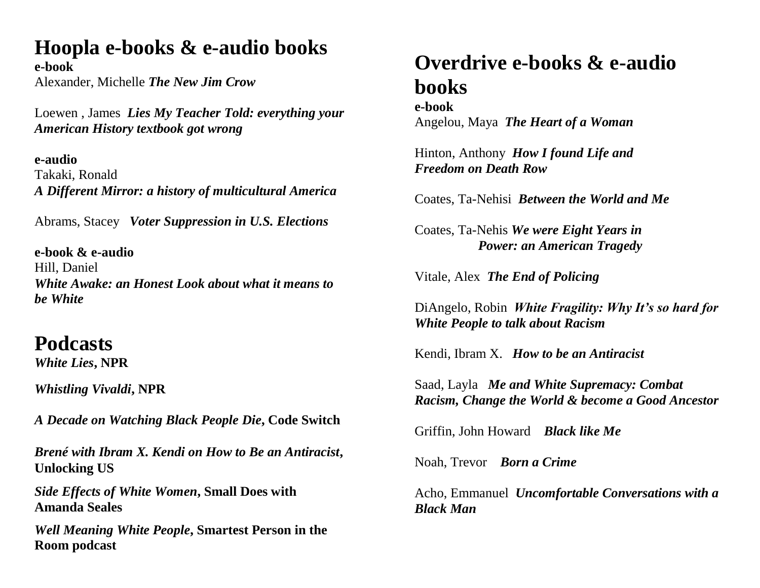# Hoopla e-books & e-audio books

**e-book**

Alexander, Michelle ***The New Jim Crow***

Loewen , James ***Lies My Teacher Told: everything your American History textbook got wrong***

**e-audio**

Takaki, Ronald
***A Different Mirror: a history of multicultural America***

Abrams, Stacey ***Voter Suppression in U.S. Elections***

**e-book & e-audio**

Hill, Daniel
***White Awake: an Honest Look about what it means to be White***

# Podcasts

***White Lies*, NPR**

***Whistling Vivaldi*, NPR**

***A Decade on Watching Black People Die*, Code Switch**

***Brené with Ibram X. Kendi on How to Be an Antiracist*, Unlocking US**

***Side Effects of White Women*, Small Does with Amanda Seales**

***Well Meaning White People*, Smartest Person in the Room podcast**

# Overdrive e-books & e-audio books

**e-book**

Angelou, Maya ***The Heart of a Woman***

Hinton, Anthony ***How I found Life and Freedom on Death Row***

Coates, Ta-Nehisi ***Between the World and Me***

Coates, Ta-Nehis ***We were Eight Years in Power: an American Tragedy***

Vitale, Alex ***The End of Policing***

DiAngelo, Robin ***White Fragility: Why It's so hard for White People to talk about Racism***

Kendi, Ibram X. ***How to be an Antiracist***

Saad, Layla ***Me and White Supremacy: Combat Racism, Change the World & become a Good Ancestor***

Griffin, John Howard ***Black like Me***

Noah, Trevor ***Born a Crime***

Acho, Emmanuel ***Uncomfortable Conversations with a Black Man***